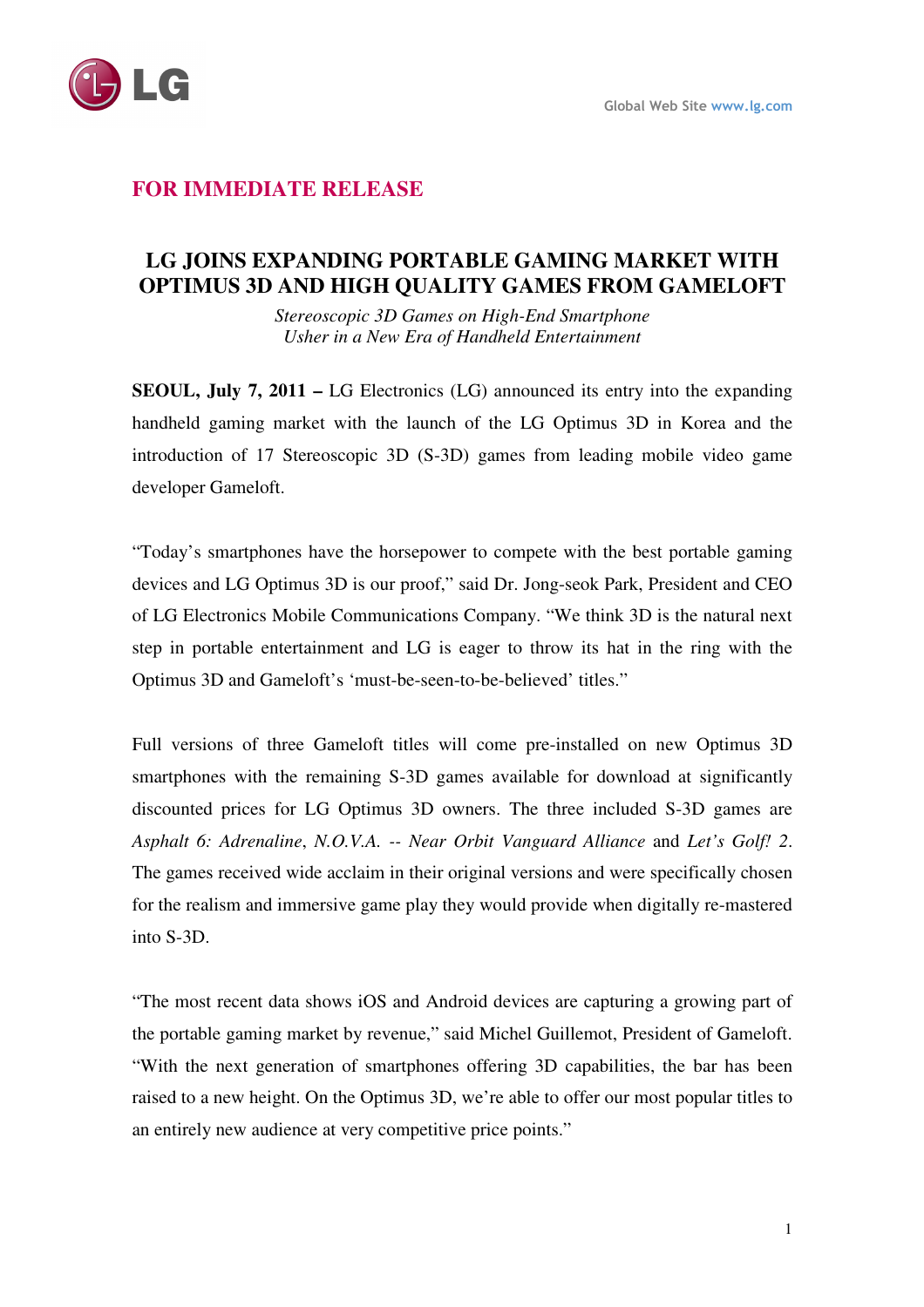**FOR IMMEDIATE RELEASE**

# LG JOINS EXPANDING PORTABLE GAMING MARKET WITH OPTIMUS 3D AND HIGH QUALITY GAMES FROM GAMELOFT

*Stereoscopic 3D Games on High-End Smartphone*
*Usher in a New Era of Handheld Entertainment*

**SEOUL, July 7, 2011 –** LG Electronics (LG) announced its entry into the expanding handheld gaming market with the launch of the LG Optimus 3D in Korea and the introduction of 17 Stereoscopic 3D (S-3D) games from leading mobile video game developer Gameloft.

"Today's smartphones have the horsepower to compete with the best portable gaming devices and LG Optimus 3D is our proof," said Dr. Jong-seok Park, President and CEO of LG Electronics Mobile Communications Company. "We think 3D is the natural next step in portable entertainment and LG is eager to throw its hat in the ring with the Optimus 3D and Gameloft's 'must-be-seen-to-be-believed' titles."

Full versions of three Gameloft titles will come pre-installed on new Optimus 3D smartphones with the remaining S-3D games available for download at significantly discounted prices for LG Optimus 3D owners. The three included S-3D games are *Asphalt 6: Adrenaline*, *N.O.V.A. -- Near Orbit Vanguard Alliance* and *Let's Golf! 2*. The games received wide acclaim in their original versions and were specifically chosen for the realism and immersive game play they would provide when digitally re-mastered into S-3D.

"The most recent data shows iOS and Android devices are capturing a growing part of the portable gaming market by revenue," said Michel Guillemot, President of Gameloft. "With the next generation of smartphones offering 3D capabilities, the bar has been raised to a new height. On the Optimus 3D, we're able to offer our most popular titles to an entirely new audience at very competitive price points."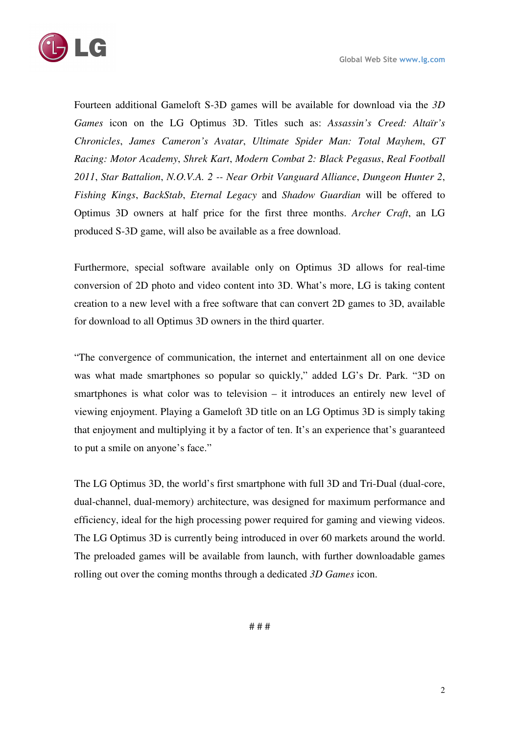Fourteen additional Gameloft S-3D games will be available for download via the *3D Games* icon on the LG Optimus 3D. Titles such as: *Assassin's Creed: Altaïr's Chronicles*, *James Cameron's Avatar*, *Ultimate Spider Man: Total Mayhem*, *GT Racing: Motor Academy*, *Shrek Kart*, *Modern Combat 2: Black Pegasus*, *Real Football 2011*, *Star Battalion*, *N.O.V.A. 2 -- Near Orbit Vanguard Alliance*, *Dungeon Hunter 2*, *Fishing Kings*, *BackStab*, *Eternal Legacy* and *Shadow Guardian* will be offered to Optimus 3D owners at half price for the first three months. *Archer Craft*, an LG produced S-3D game, will also be available as a free download.

Furthermore, special software available only on Optimus 3D allows for real-time conversion of 2D photo and video content into 3D. What's more, LG is taking content creation to a new level with a free software that can convert 2D games to 3D, available for download to all Optimus 3D owners in the third quarter.

"The convergence of communication, the internet and entertainment all on one device was what made smartphones so popular so quickly," added LG's Dr. Park. "3D on smartphones is what color was to television – it introduces an entirely new level of viewing enjoyment. Playing a Gameloft 3D title on an LG Optimus 3D is simply taking that enjoyment and multiplying it by a factor of ten. It's an experience that's guaranteed to put a smile on anyone's face."

The LG Optimus 3D, the world's first smartphone with full 3D and Tri-Dual (dual-core, dual-channel, dual-memory) architecture, was designed for maximum performance and efficiency, ideal for the high processing power required for gaming and viewing videos. The LG Optimus 3D is currently being introduced in over 60 markets around the world. The preloaded games will be available from launch, with further downloadable games rolling out over the coming months through a dedicated *3D Games* icon.

# # #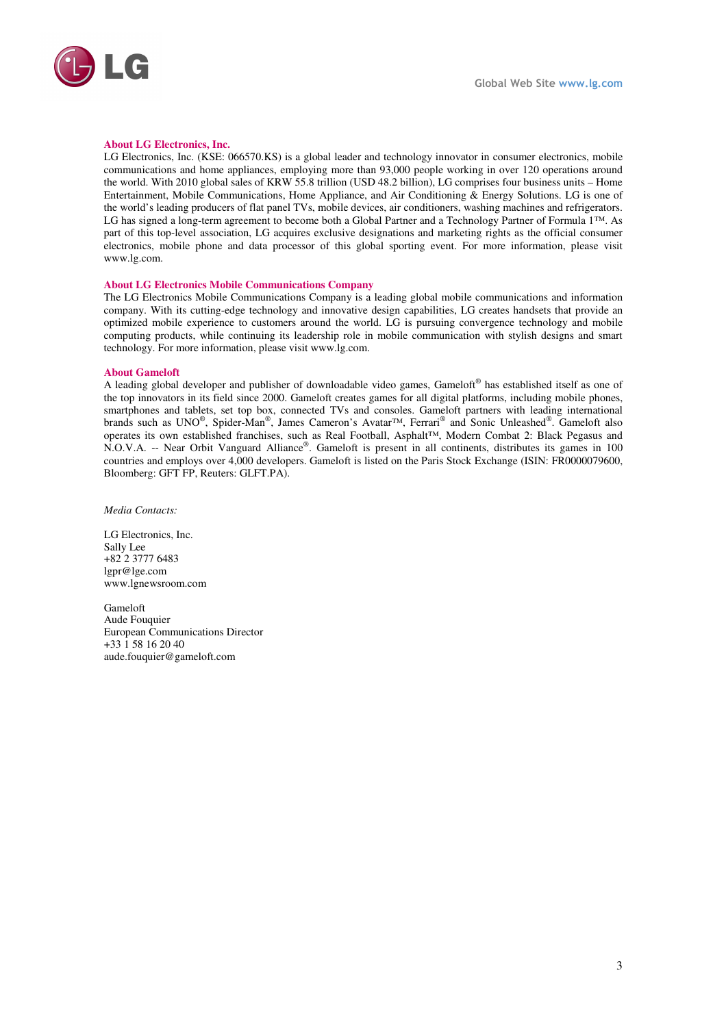**About LG Electronics, Inc.**

LG Electronics, Inc. (KSE: 066570.KS) is a global leader and technology innovator in consumer electronics, mobile communications and home appliances, employing more than 93,000 people working in over 120 operations around the world. With 2010 global sales of KRW 55.8 trillion (USD 48.2 billion), LG comprises four business units – Home Entertainment, Mobile Communications, Home Appliance, and Air Conditioning & Energy Solutions. LG is one of the world's leading producers of flat panel TVs, mobile devices, air conditioners, washing machines and refrigerators. LG has signed a long-term agreement to become both a Global Partner and a Technology Partner of Formula 1™. As part of this top-level association, LG acquires exclusive designations and marketing rights as the official consumer electronics, mobile phone and data processor of this global sporting event. For more information, please visit www.lg.com.

**About LG Electronics Mobile Communications Company**

The LG Electronics Mobile Communications Company is a leading global mobile communications and information company. With its cutting-edge technology and innovative design capabilities, LG creates handsets that provide an optimized mobile experience to customers around the world. LG is pursuing convergence technology and mobile computing products, while continuing its leadership role in mobile communication with stylish designs and smart technology. For more information, please visit www.lg.com.

**About Gameloft**

A leading global developer and publisher of downloadable video games, Gameloft® has established itself as one of the top innovators in its field since 2000. Gameloft creates games for all digital platforms, including mobile phones, smartphones and tablets, set top box, connected TVs and consoles. Gameloft partners with leading international brands such as UNO®, Spider-Man®, James Cameron's Avatar™, Ferrari® and Sonic Unleashed®. Gameloft also operates its own established franchises, such as Real Football, Asphalt™, Modern Combat 2: Black Pegasus and N.O.V.A. -- Near Orbit Vanguard Alliance®. Gameloft is present in all continents, distributes its games in 100 countries and employs over 4,000 developers. Gameloft is listed on the Paris Stock Exchange (ISIN: FR0000079600, Bloomberg: GFT FP, Reuters: GLFT.PA).

*Media Contacts:*

LG Electronics, Inc.
Sally Lee
+82 2 3777 6483
lgpr@lge.com
www.lgnewsroom.com

Gameloft
Aude Fouquier
European Communications Director
+33 1 58 16 20 40
aude.fouquier@gameloft.com